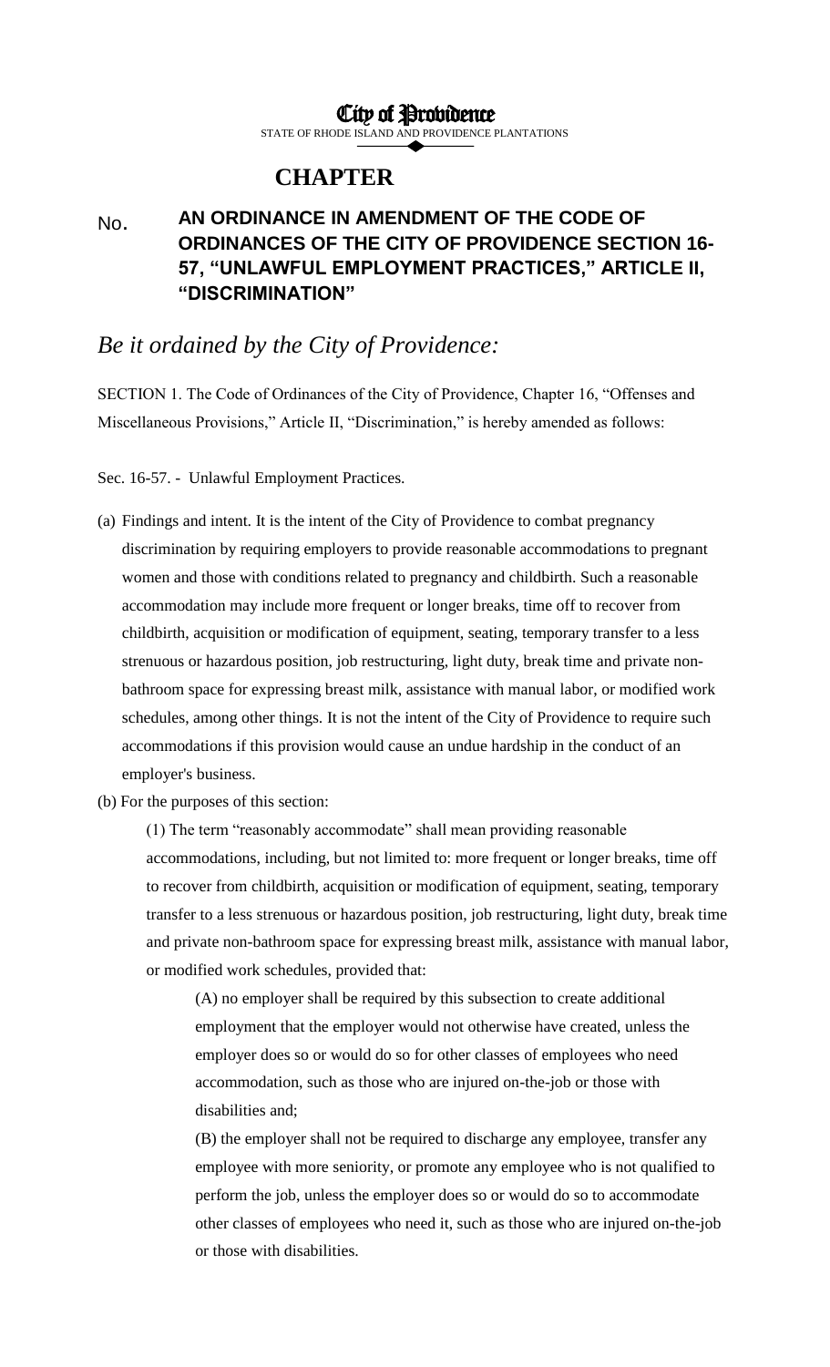**City of Providence**

STATE OF RHODE ISLAND AND PROVIDENCE PLANTATIONS

# CHAPTER

No. **AN ORDINANCE IN AMENDMENT OF THE CODE OF ORDINANCES OF THE CITY OF PROVIDENCE SECTION 16-57, "UNLAWFUL EMPLOYMENT PRACTICES," ARTICLE II, "DISCRIMINATION"**

## *Be it ordained by the City of Providence:*

SECTION 1. The Code of Ordinances of the City of Providence, Chapter 16, "Offenses and Miscellaneous Provisions," Article II, "Discrimination," is hereby amended as follows:

Sec. 16-57. - Unlawful Employment Practices.

(a) Findings and intent. It is the intent of the City of Providence to combat pregnancy discrimination by requiring employers to provide reasonable accommodations to pregnant women and those with conditions related to pregnancy and childbirth. Such a reasonable accommodation may include more frequent or longer breaks, time off to recover from childbirth, acquisition or modification of equipment, seating, temporary transfer to a less strenuous or hazardous position, job restructuring, light duty, break time and private non-bathroom space for expressing breast milk, assistance with manual labor, or modified work schedules, among other things. It is not the intent of the City of Providence to require such accommodations if this provision would cause an undue hardship in the conduct of an employer's business.

(b) For the purposes of this section:

(1) The term "reasonably accommodate" shall mean providing reasonable accommodations, including, but not limited to: more frequent or longer breaks, time off to recover from childbirth, acquisition or modification of equipment, seating, temporary transfer to a less strenuous or hazardous position, job restructuring, light duty, break time and private non-bathroom space for expressing breast milk, assistance with manual labor, or modified work schedules, provided that:

(A) no employer shall be required by this subsection to create additional employment that the employer would not otherwise have created, unless the employer does so or would do so for other classes of employees who need accommodation, such as those who are injured on-the-job or those with disabilities and;

(B) the employer shall not be required to discharge any employee, transfer any employee with more seniority, or promote any employee who is not qualified to perform the job, unless the employer does so or would do so to accommodate other classes of employees who need it, such as those who are injured on-the-job or those with disabilities.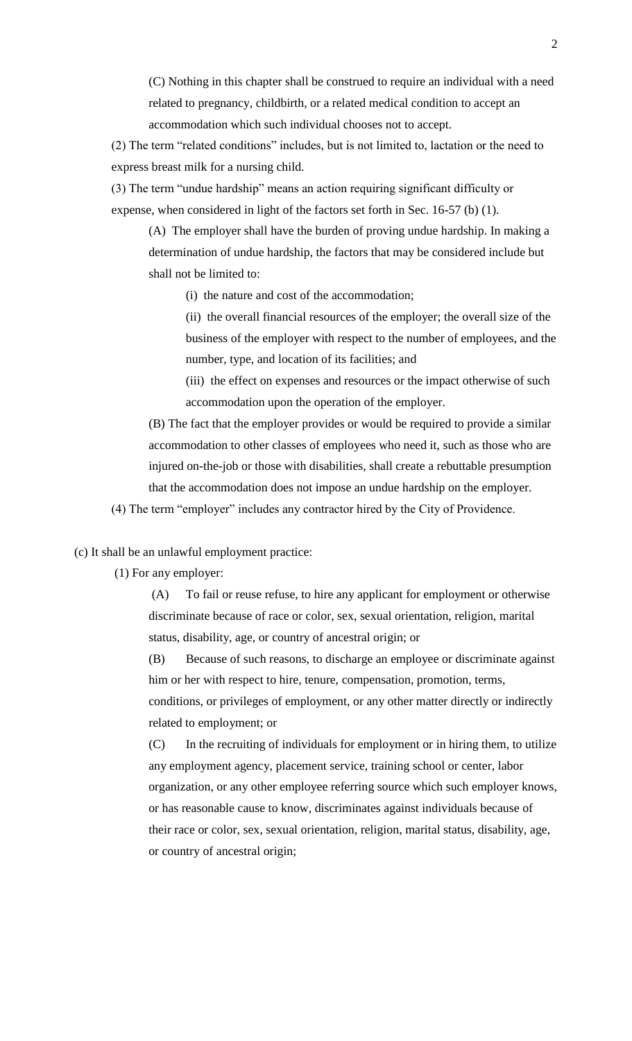(C) Nothing in this chapter shall be construed to require an individual with a need related to pregnancy, childbirth, or a related medical condition to accept an accommodation which such individual chooses not to accept.

(2) The term "related conditions" includes, but is not limited to, lactation or the need to express breast milk for a nursing child.

(3) The term "undue hardship" means an action requiring significant difficulty or expense, when considered in light of the factors set forth in Sec. 16-57 (b) (1).

(A) The employer shall have the burden of proving undue hardship. In making a determination of undue hardship, the factors that may be considered include but shall not be limited to:

(i) the nature and cost of the accommodation;

(ii) the overall financial resources of the employer; the overall size of the business of the employer with respect to the number of employees, and the number, type, and location of its facilities; and

(iii) the effect on expenses and resources or the impact otherwise of such accommodation upon the operation of the employer.

(B) The fact that the employer provides or would be required to provide a similar accommodation to other classes of employees who need it, such as those who are injured on-the-job or those with disabilities, shall create a rebuttable presumption that the accommodation does not impose an undue hardship on the employer.

(4) The term "employer" includes any contractor hired by the City of Providence.

(c) It shall be an unlawful employment practice:

(1) For any employer:

(A) To fail or reuse refuse, to hire any applicant for employment or otherwise discriminate because of race or color, sex, sexual orientation, religion, marital status, disability, age, or country of ancestral origin; or

(B) Because of such reasons, to discharge an employee or discriminate against him or her with respect to hire, tenure, compensation, promotion, terms, conditions, or privileges of employment, or any other matter directly or indirectly related to employment; or

(C) In the recruiting of individuals for employment or in hiring them, to utilize any employment agency, placement service, training school or center, labor organization, or any other employee referring source which such employer knows, or has reasonable cause to know, discriminates against individuals because of their race or color, sex, sexual orientation, religion, marital status, disability, age, or country of ancestral origin;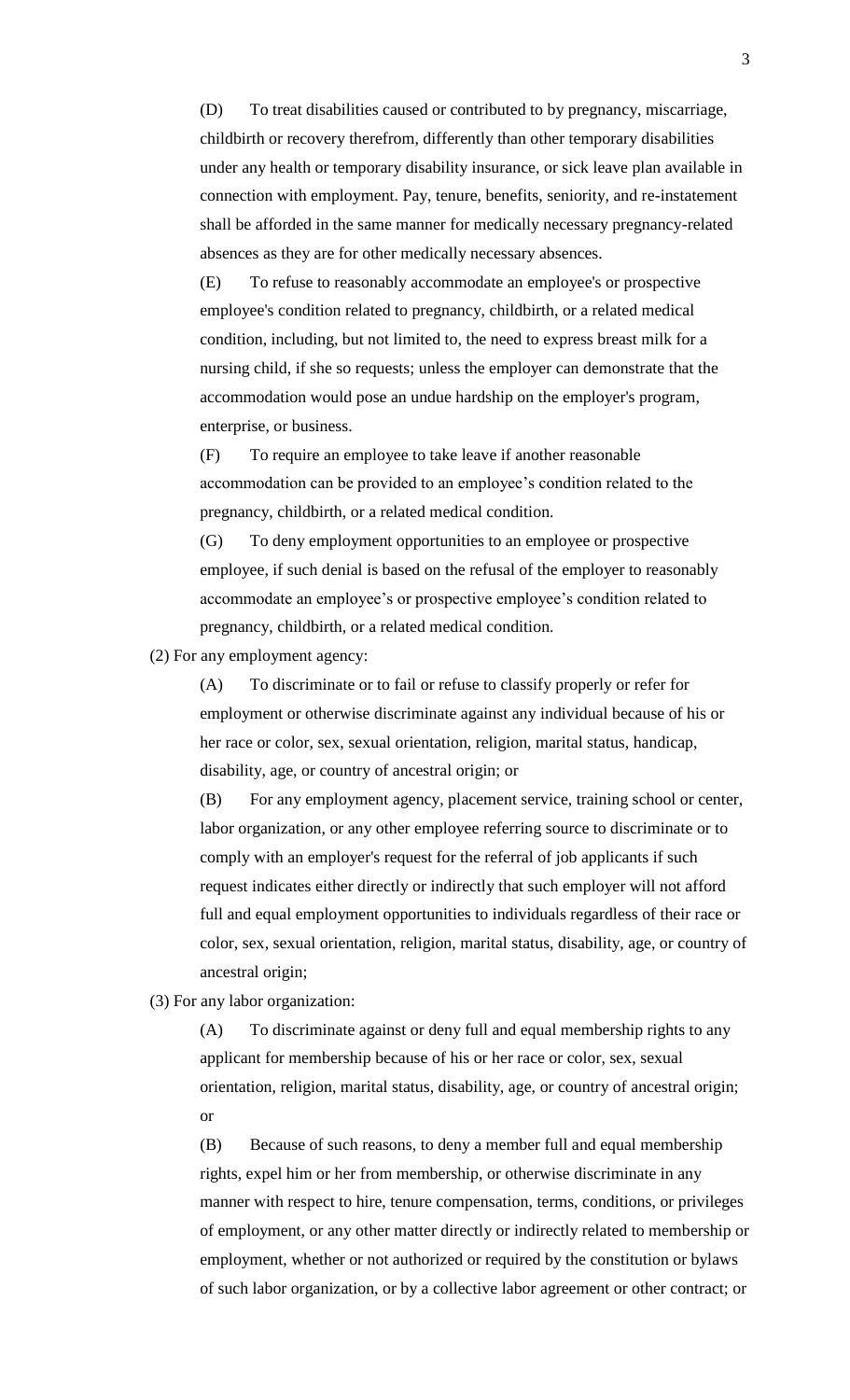(D) To treat disabilities caused or contributed to by pregnancy, miscarriage, childbirth or recovery therefrom, differently than other temporary disabilities under any health or temporary disability insurance, or sick leave plan available in connection with employment. Pay, tenure, benefits, seniority, and re-instatement shall be afforded in the same manner for medically necessary pregnancy-related absences as they are for other medically necessary absences.

(E) To refuse to reasonably accommodate an employee's or prospective employee's condition related to pregnancy, childbirth, or a related medical condition, including, but not limited to, the need to express breast milk for a nursing child, if she so requests; unless the employer can demonstrate that the accommodation would pose an undue hardship on the employer's program, enterprise, or business.

(F) To require an employee to take leave if another reasonable accommodation can be provided to an employee's condition related to the pregnancy, childbirth, or a related medical condition.

(G) To deny employment opportunities to an employee or prospective employee, if such denial is based on the refusal of the employer to reasonably accommodate an employee's or prospective employee's condition related to pregnancy, childbirth, or a related medical condition.

(2) For any employment agency:

(A) To discriminate or to fail or refuse to classify properly or refer for employment or otherwise discriminate against any individual because of his or her race or color, sex, sexual orientation, religion, marital status, handicap, disability, age, or country of ancestral origin; or

(B) For any employment agency, placement service, training school or center, labor organization, or any other employee referring source to discriminate or to comply with an employer's request for the referral of job applicants if such request indicates either directly or indirectly that such employer will not afford full and equal employment opportunities to individuals regardless of their race or color, sex, sexual orientation, religion, marital status, disability, age, or country of ancestral origin;

(3) For any labor organization:

(A) To discriminate against or deny full and equal membership rights to any applicant for membership because of his or her race or color, sex, sexual orientation, religion, marital status, disability, age, or country of ancestral origin; or

(B) Because of such reasons, to deny a member full and equal membership rights, expel him or her from membership, or otherwise discriminate in any manner with respect to hire, tenure compensation, terms, conditions, or privileges of employment, or any other matter directly or indirectly related to membership or employment, whether or not authorized or required by the constitution or bylaws of such labor organization, or by a collective labor agreement or other contract; or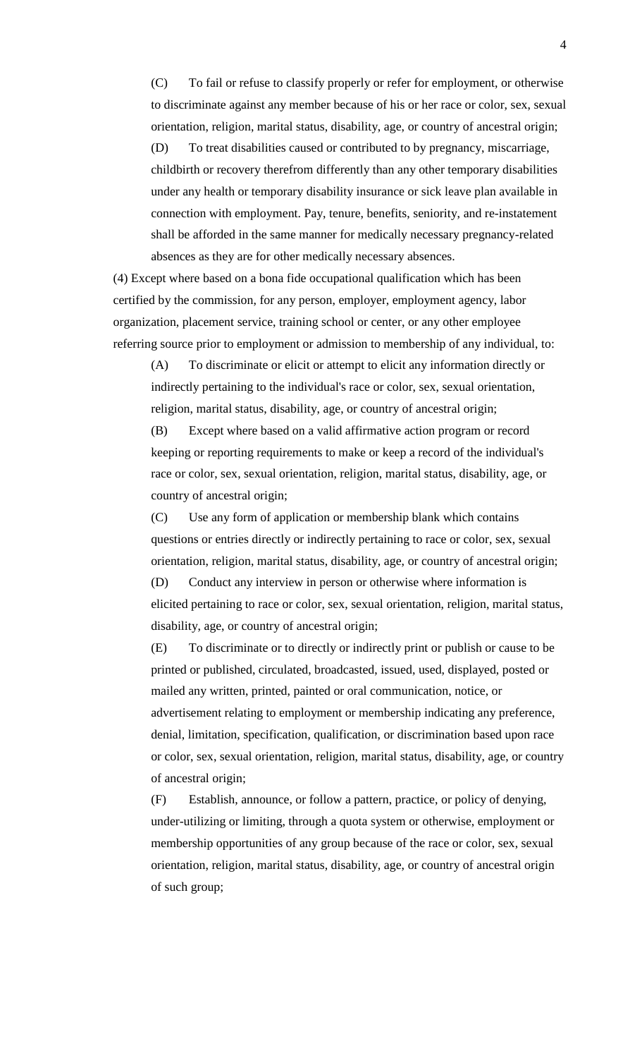(C) To fail or refuse to classify properly or refer for employment, or otherwise to discriminate against any member because of his or her race or color, sex, sexual orientation, religion, marital status, disability, age, or country of ancestral origin;

(D) To treat disabilities caused or contributed to by pregnancy, miscarriage, childbirth or recovery therefrom differently than any other temporary disabilities under any health or temporary disability insurance or sick leave plan available in connection with employment. Pay, tenure, benefits, seniority, and re-instatement shall be afforded in the same manner for medically necessary pregnancy-related absences as they are for other medically necessary absences.

(4) Except where based on a bona fide occupational qualification which has been certified by the commission, for any person, employer, employment agency, labor organization, placement service, training school or center, or any other employee referring source prior to employment or admission to membership of any individual, to:

(A) To discriminate or elicit or attempt to elicit any information directly or indirectly pertaining to the individual's race or color, sex, sexual orientation, religion, marital status, disability, age, or country of ancestral origin;

(B) Except where based on a valid affirmative action program or record keeping or reporting requirements to make or keep a record of the individual's race or color, sex, sexual orientation, religion, marital status, disability, age, or country of ancestral origin;

(C) Use any form of application or membership blank which contains questions or entries directly or indirectly pertaining to race or color, sex, sexual orientation, religion, marital status, disability, age, or country of ancestral origin;

(D) Conduct any interview in person or otherwise where information is elicited pertaining to race or color, sex, sexual orientation, religion, marital status, disability, age, or country of ancestral origin;

(E) To discriminate or to directly or indirectly print or publish or cause to be printed or published, circulated, broadcasted, issued, used, displayed, posted or mailed any written, printed, painted or oral communication, notice, or advertisement relating to employment or membership indicating any preference, denial, limitation, specification, qualification, or discrimination based upon race or color, sex, sexual orientation, religion, marital status, disability, age, or country of ancestral origin;

(F) Establish, announce, or follow a pattern, practice, or policy of denying, under-utilizing or limiting, through a quota system or otherwise, employment or membership opportunities of any group because of the race or color, sex, sexual orientation, religion, marital status, disability, age, or country of ancestral origin of such group;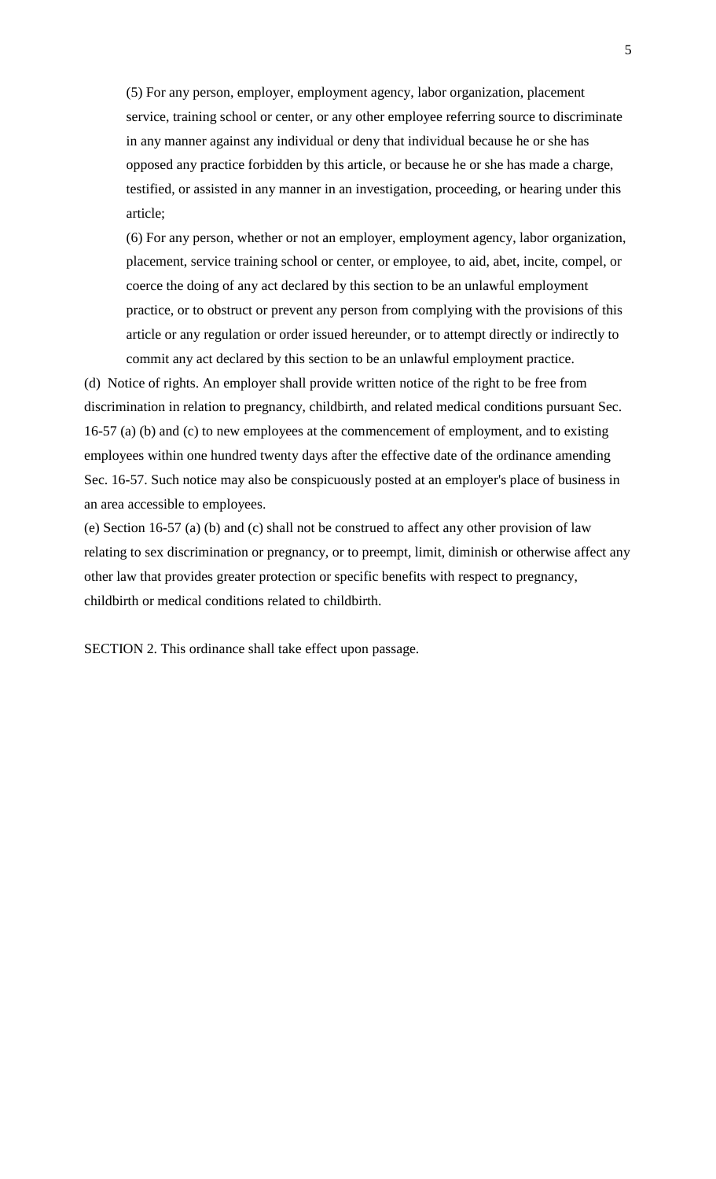(5) For any person, employer, employment agency, labor organization, placement service, training school or center, or any other employee referring source to discriminate in any manner against any individual or deny that individual because he or she has opposed any practice forbidden by this article, or because he or she has made a charge, testified, or assisted in any manner in an investigation, proceeding, or hearing under this article;

(6) For any person, whether or not an employer, employment agency, labor organization, placement, service training school or center, or employee, to aid, abet, incite, compel, or coerce the doing of any act declared by this section to be an unlawful employment practice, or to obstruct or prevent any person from complying with the provisions of this article or any regulation or order issued hereunder, or to attempt directly or indirectly to commit any act declared by this section to be an unlawful employment practice.

(d) Notice of rights. An employer shall provide written notice of the right to be free from discrimination in relation to pregnancy, childbirth, and related medical conditions pursuant Sec. 16-57 (a) (b) and (c) to new employees at the commencement of employment, and to existing employees within one hundred twenty days after the effective date of the ordinance amending Sec. 16-57. Such notice may also be conspicuously posted at an employer's place of business in an area accessible to employees.

(e) Section 16-57 (a) (b) and (c) shall not be construed to affect any other provision of law relating to sex discrimination or pregnancy, or to preempt, limit, diminish or otherwise affect any other law that provides greater protection or specific benefits with respect to pregnancy, childbirth or medical conditions related to childbirth.

SECTION 2. This ordinance shall take effect upon passage.